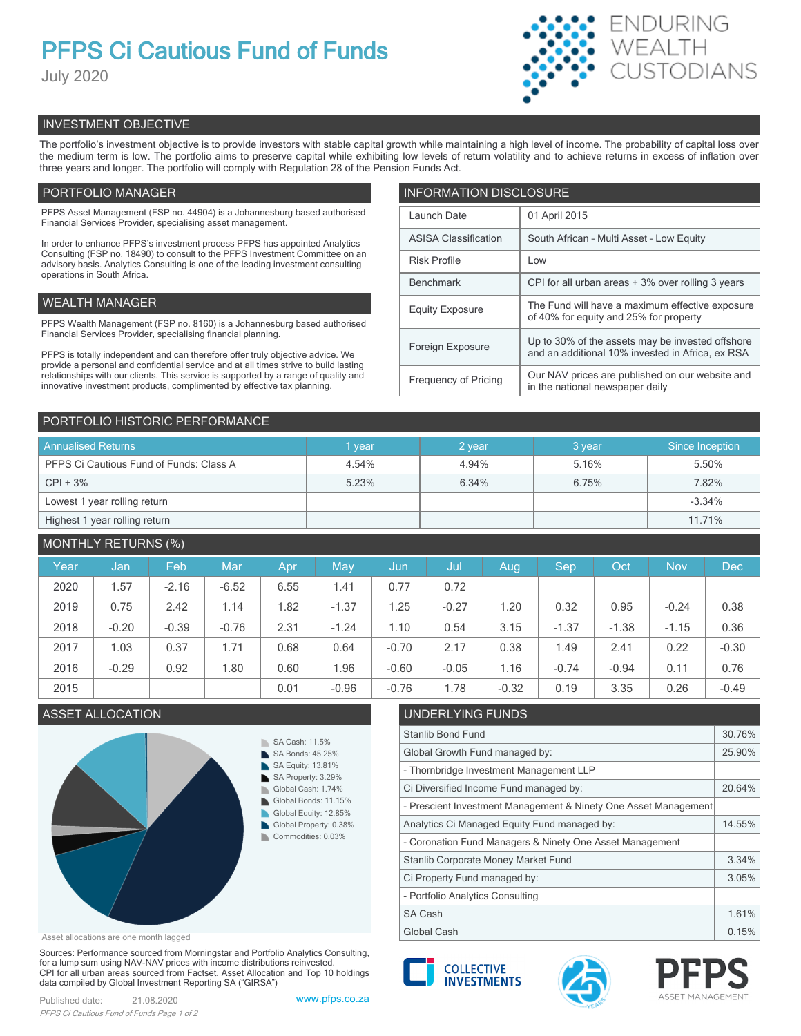# PFPS Ci Cautious Fund of Funds

July 2020

ENDURING WEALTH CUSTODIANS

## INVESTMENT OBJECTIVE

The portfolio's investment objective is to provide investors with stable capital growth while maintaining a high level of income. The probability of capital loss over the medium term is low. The portfolio aims to preserve capital while exhibiting low levels of return volatility and to achieve returns in excess of inflation over three years and longer. The portfolio will comply with Regulation 28 of the Pension Funds Act.

## PORTFOLIO MANAGER

PFPS Asset Management (FSP no. 44904) is a Johannesburg based authorised Financial Services Provider, specialising asset management.

In order to enhance PFPS's investment process PFPS has appointed Analytics Consulting (FSP no. 18490) to consult to the PFPS Investment Committee on an advisory basis. Analytics Consulting is one of the leading investment consulting operations in South Africa.

## WEALTH MANAGER

PFPS Wealth Management (FSP no. 8160) is a Johannesburg based authorised Financial Services Provider, specialising financial planning.

PFPS is totally independent and can therefore offer truly objective advice. We provide a personal and confidential service and at all times strive to build lasting relationships with our clients. This service is supported by a range of quality and innovative investment products, complimented by effective tax planning.

## INFORMATION DISCLOSURE

| | |
|---|---|
| Launch Date | 01 April 2015 |
| ASISA Classification | South African - Multi Asset - Low Equity |
| Risk Profile | Low |
| Benchmark | CPI for all urban areas + 3% over rolling 3 years |
| Equity Exposure | The Fund will have a maximum effective exposure of 40% for equity and 25% for property |
| Foreign Exposure | Up to 30% of the assets may be invested offshore and an additional 10% invested in Africa, ex RSA |
| Frequency of Pricing | Our NAV prices are published on our website and in the national newspaper daily |

## PORTFOLIO HISTORIC PERFORMANCE

| Annualised Returns | 1 year | 2 year | 3 year | Since Inception |
|---|---|---|---|---|
| PFPS Ci Cautious Fund of Funds: Class A | 4.54% | 4.94% | 5.16% | 5.50% |
| CPI + 3% | 5.23% | 6.34% | 6.75% | 7.82% |
| Lowest 1 year rolling return | | | | -3.34% |
| Highest 1 year rolling return | | | | 11.71% |

## MONTHLY RETURNS (%)

| Year | Jan | Feb | Mar | Apr | May | Jun | Jul | Aug | Sep | Oct | Nov | Dec |
|---|---|---|---|---|---|---|---|---|---|---|---|---|
| 2020 | 1.57 | -2.16 | -6.52 | 6.55 | 1.41 | 0.77 | 0.72 | | | | | |
| 2019 | 0.75 | 2.42 | 1.14 | 1.82 | -1.37 | 1.25 | -0.27 | 1.20 | 0.32 | 0.95 | -0.24 | 0.38 |
| 2018 | -0.20 | -0.39 | -0.76 | 2.31 | -1.24 | 1.10 | 0.54 | 3.15 | -1.37 | -1.38 | -1.15 | 0.36 |
| 2017 | 1.03 | 0.37 | 1.71 | 0.68 | 0.64 | -0.70 | 2.17 | 0.38 | 1.49 | 2.41 | 0.22 | -0.30 |
| 2016 | -0.29 | 0.92 | 1.80 | 0.60 | 1.96 | -0.60 | -0.05 | 1.16 | -0.74 | -0.94 | 0.11 | 0.76 |
| 2015 | | | | 0.01 | -0.96 | -0.76 | 1.78 | -0.32 | 0.19 | 3.35 | 0.26 | -0.49 |

## ASSET ALLOCATION

- SA Cash: 11.5%
- SA Bonds: 45.25%
- SA Equity: 13.81%
- SA Property: 3.29%
- Global Cash: 1.74%
- Global Bonds: 11.15%
- Global Equity: 12.85%
- Global Property: 0.38%
- Commodities: 0.03%

Asset allocations are one month lagged

## UNDERLYING FUNDS

| | |
|---|---|
| Stanlib Bond Fund | 30.76% |
| Global Growth Fund managed by: | 25.90% |
| - Thornbridge Investment Management LLP | |
| Ci Diversified Income Fund managed by: | 20.64% |
| - Prescient Investment Management & Ninety One Asset Management | |
| Analytics Ci Managed Equity Fund managed by: | 14.55% |
| - Coronation Fund Managers & Ninety One Asset Management | |
| Stanlib Corporate Money Market Fund | 3.34% |
| Ci Property Fund managed by: | 3.05% |
| - Portfolio Analytics Consulting | |
| SA Cash | 1.61% |
| Global Cash | 0.15% |

Sources: Performance sourced from Morningstar and Portfolio Analytics Consulting, for a lump sum using NAV-NAV prices with income distributions reinvested. CPI for all urban areas sourced from Factset. Asset Allocation and Top 10 holdings data compiled by Global Investment Reporting SA ("GIRSA")

Published date: 21.08.2020

www.pfps.co.za

COLLECTIVE INVESTMENTS

PFPS ASSET MANAGEMENT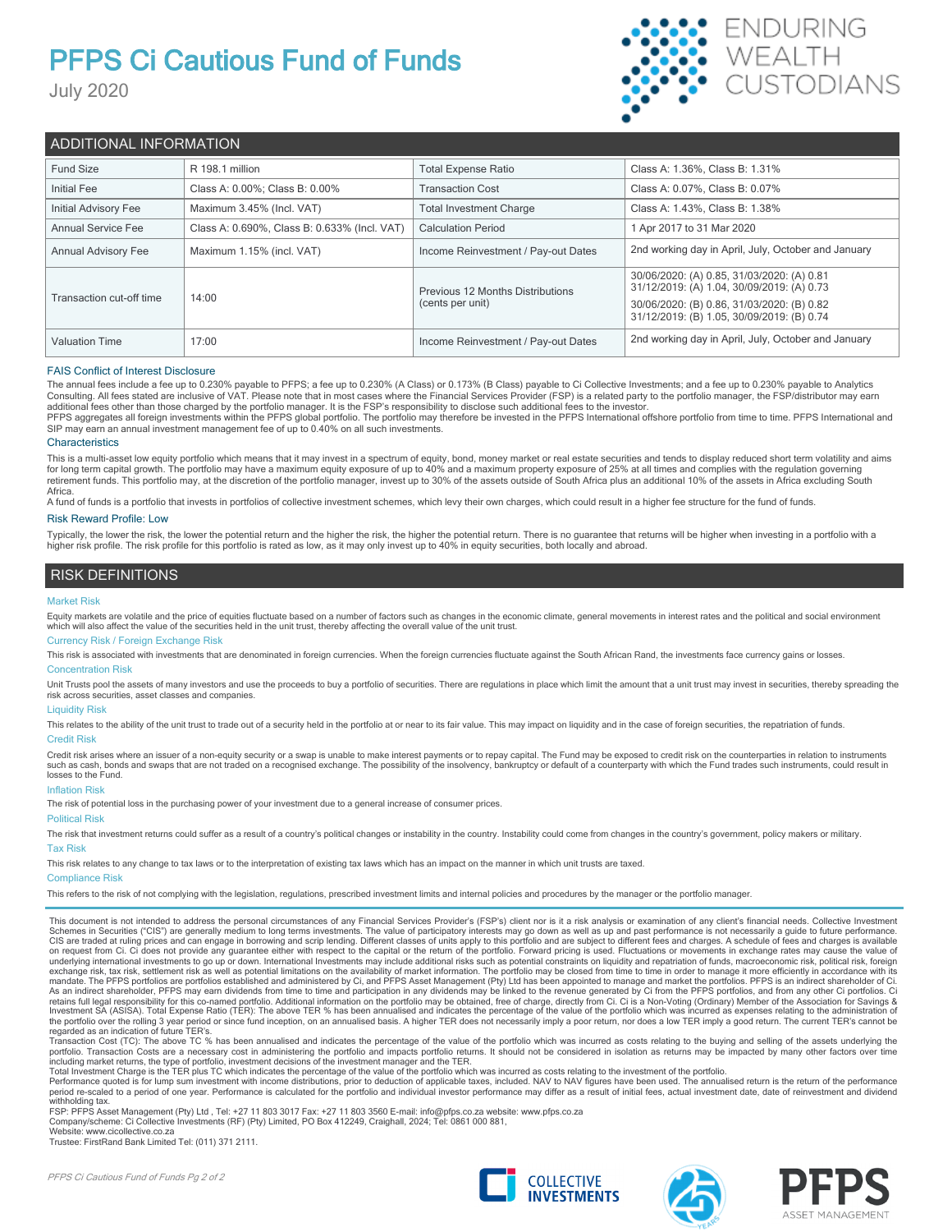# PFPS Ci Cautious Fund of Funds

July 2020

## ADDITIONAL INFORMATION

| | | | |
|---|---|---|---|
| Fund Size | R 198.1 million | Total Expense Ratio | Class A: 1.36%, Class B: 1.31% |
| Initial Fee | Class A: 0.00%; Class B: 0.00% | Transaction Cost | Class A: 0.07%, Class B: 0.07% |
| Initial Advisory Fee | Maximum 3.45% (Incl. VAT) | Total Investment Charge | Class A: 1.43%, Class B: 1.38% |
| Annual Service Fee | Class A: 0.690%, Class B: 0.633% (Incl. VAT) | Calculation Period | 1 Apr 2017 to 31 Mar 2020 |
| Annual Advisory Fee | Maximum 1.15% (incl. VAT) | Income Reinvestment / Pay-out Dates | 2nd working day in April, July, October and January |
| Transaction cut-off time | 14:00 | Previous 12 Months Distributions (cents per unit) | 30/06/2020: (A) 0.85, 31/03/2020: (A) 0.81 31/12/2019: (A) 1.04, 30/09/2019: (A) 0.73 30/06/2020: (B) 0.86, 31/03/2020: (B) 0.82 31/12/2019: (B) 1.05, 30/09/2019: (B) 0.74 |
| Valuation Time | 17:00 | Income Reinvestment / Pay-out Dates | 2nd working day in April, July, October and January |

### FAIS Conflict of Interest Disclosure

The annual fees include a fee up to 0.230% payable to PFPS; a fee up to 0.230% (A Class) or 0.173% (B Class) payable to Ci Collective Investments; and a fee up to 0.230% payable to Analytics Consulting. All fees stated are inclusive of VAT. Please note that in most cases where the Financial Services Provider (FSP) is a related party to the portfolio manager, the FSP/distributor may earn additional fees other than those charged by the portfolio manager. It is the FSP's responsibility to disclose such additional fees to the investor.
PFPS aggregates all foreign investments within the PFPS global portfolio. The portfolio may therefore be invested in the PFPS International offshore portfolio from time to time. PFPS International and SIP may earn an annual investment management fee of up to 0.40% on all such investments.

### Characteristics

This is a multi-asset low equity portfolio which means that it may invest in a spectrum of equity, bond, money market or real estate securities and tends to display reduced short term volatility and aims for long term capital growth. The portfolio may have a maximum equity exposure of up to 40% and a maximum property exposure of 25% at all times and complies with the regulation governing retirement funds. This portfolio may, at the discretion of the portfolio manager, invest up to 30% of the assets outside of South Africa plus an additional 10% of the assets in Africa excluding South Africa.
A fund of funds is a portfolio that invests in portfolios of collective investment schemes, which levy their own charges, which could result in a higher fee structure for the fund of funds.

### Risk Reward Profile: Low

Typically, the lower the risk, the lower the potential return and the higher the risk, the higher the potential return. There is no guarantee that returns will be higher when investing in a portfolio with a higher risk profile. The risk profile for this portfolio is rated as low, as it may only invest up to 40% in equity securities, both locally and abroad.

## RISK DEFINITIONS

### Market Risk

Equity markets are volatile and the price of equities fluctuate based on a number of factors such as changes in the economic climate, general movements in interest rates and the political and social environment which will also affect the value of the securities held in the unit trust, thereby affecting the overall value of the unit trust.

### Currency Risk / Foreign Exchange Risk

This risk is associated with investments that are denominated in foreign currencies. When the foreign currencies fluctuate against the South African Rand, the investments face currency gains or losses.

### Concentration Risk

Unit Trusts pool the assets of many investors and use the proceeds to buy a portfolio of securities. There are regulations in place which limit the amount that a unit trust may invest in securities, thereby spreading the risk across securities, asset classes and companies.

### Liquidity Risk

This relates to the ability of the unit trust to trade out of a security held in the portfolio at or near to its fair value. This may impact on liquidity and in the case of foreign securities, the repatriation of funds.

### Credit Risk

Credit risk arises where an issuer of a non-equity security or a swap is unable to make interest payments or to repay capital. The Fund may be exposed to credit risk on the counterparties in relation to instruments such as cash, bonds and swaps that are not traded on a recognised exchange. The possibility of the insolvency, bankruptcy or default of a counterparty with which the Fund trades such instruments, could result in losses to the Fund.

### Inflation Risk

The risk of potential loss in the purchasing power of your investment due to a general increase of consumer prices.

### Political Risk

The risk that investment returns could suffer as a result of a country's political changes or instability in the country. Instability could come from changes in the country's government, policy makers or military.

### Tax Risk

This risk relates to any change to tax laws or to the interpretation of existing tax laws which has an impact on the manner in which unit trusts are taxed.

### Compliance Risk

This refers to the risk of not complying with the legislation, regulations, prescribed investment limits and internal policies and procedures by the manager or the portfolio manager.

This document is not intended to address the personal circumstances of any Financial Services Provider's (FSP's) client nor is it a risk analysis or examination of any client's financial needs. Collective Investment Schemes in Securities ("CIS") are generally medium to long terms investments. The value of participatory interests may go down as well as up and past performance is not necessarily a guide to future performance. CIS are traded at ruling prices and can engage in borrowing and scrip lending. Different classes of units apply to this portfolio and are subject to different fees and charges. A schedule of fees and charges is available on request from Ci. Ci does not provide any guarantee either with respect to the capital or the return of the portfolio. Forward pricing is used. Fluctuations or movements in exchange rates may cause the value of underlying international investments to go up or down. International Investments may include additional risks such as potential constraints on liquidity and repatriation of funds, macroeconomic risk, political risk, foreign exchange risk, tax risk, settlement risk as well as potential limitations on the availability of market information. The portfolio may be closed from time to time in order to manage it more efficiently in accordance with its mandate. The PFPS portfolios are portfolios established and administered by Ci, and PFPS Asset Management (Pty) Ltd has been appointed to manage and market the portfolios. PFPS is an indirect shareholder of Ci. As an indirect shareholder, PFPS may earn dividends from time to time and participation in any dividends may be linked to the revenue generated by Ci from the PFPS portfolios, and from any other Ci portfolios. Ci retains full legal responsibility for this co-named portfolio. Additional information on the portfolio may be obtained, free of charge, directly from Ci. Ci is a Non-Voting (Ordinary) Member of the Association for Savings & Investment SA (ASISA). Total Expense Ratio (TER): The above TER % has been annualised and indicates the percentage of the value of the portfolio which was incurred as expenses relating to the administration of the portfolio over the rolling 3 year period or since fund inception, on an annualised basis. A higher TER does not necessarily imply a poor return, nor does a low TER imply a good return. The current TER's cannot be regarded as an indication of future TER's.
Transaction Cost (TC): The above TC % has been annualised and indicates the percentage of the value of the portfolio which was incurred as costs relating to the buying and selling of the assets underlying the portfolio. Transaction Costs are a necessary cost in administering the portfolio and impacts portfolio returns. It should not be considered in isolation as returns may be impacted by many other factors over time including market returns, the type of portfolio, investment decisions of the investment manager and the TER.
Total Investment Charge is the TER plus TC which indicates the percentage of the value of the portfolio which was incurred as costs relating to the investment of the portfolio.
Performance quoted is for lump sum investment with income distributions, prior to deduction of applicable taxes, included. NAV to NAV figures have been used. The annualised return is the return of the performance period re-scaled to a period of one year. Performance is calculated for the portfolio and individual investor performance may differ as a result of initial fees, actual investment date, date of reinvestment and dividend withholding tax.
FSP: PFPS Asset Management (Pty) Ltd , Tel: +27 11 803 3017 Fax: +27 11 803 3560 E-mail: info@pfps.co.za website: www.pfps.co.za
Company/scheme: Ci Collective Investments (RF) (Pty) Limited, PO Box 412249, Craighall, 2024; Tel: 0861 000 881,
Website: www.cicollective.co.za
Trustee: FirstRand Bank Limited Tel: (011) 371 2111.